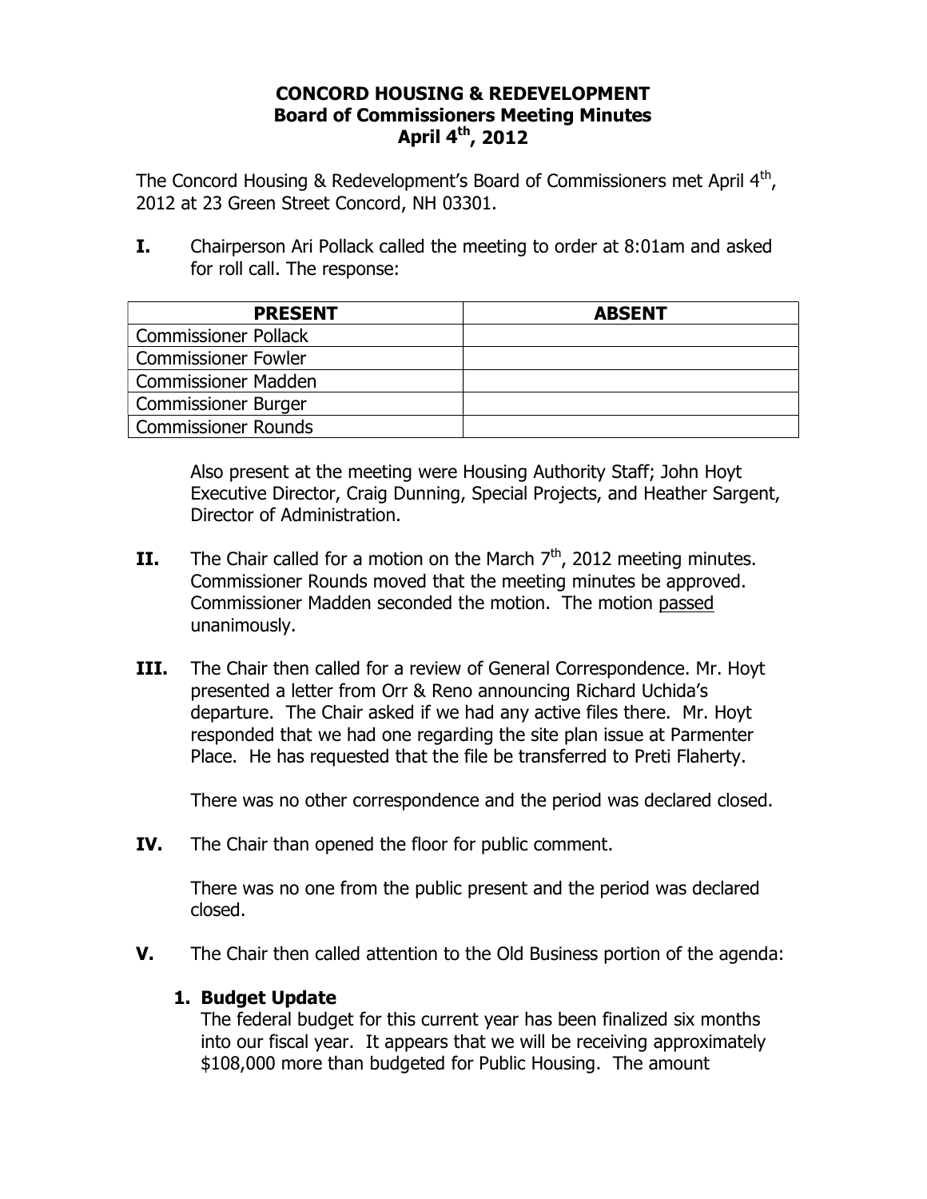# CONCORD HOUSING & REDEVELOPMENT
## Board of Commissioners Meeting Minutes
## April 4th, 2012

The Concord Housing & Redevelopment's Board of Commissioners met April 4th, 2012 at 23 Green Street Concord, NH 03301.

**I.** Chairperson Ari Pollack called the meeting to order at 8:01am and asked for roll call. The response:

| PRESENT | ABSENT |
|---|---|
| Commissioner Pollack | |
| Commissioner Fowler | |
| Commissioner Madden | |
| Commissioner Burger | |
| Commissioner Rounds | |

Also present at the meeting were Housing Authority Staff; John Hoyt Executive Director, Craig Dunning, Special Projects, and Heather Sargent, Director of Administration.

**II.** The Chair called for a motion on the March 7th, 2012 meeting minutes. Commissioner Rounds moved that the meeting minutes be approved. Commissioner Madden seconded the motion. The motion passed unanimously.

**III.** The Chair then called for a review of General Correspondence. Mr. Hoyt presented a letter from Orr & Reno announcing Richard Uchida's departure. The Chair asked if we had any active files there. Mr. Hoyt responded that we had one regarding the site plan issue at Parmenter Place. He has requested that the file be transferred to Preti Flaherty.

There was no other correspondence and the period was declared closed.

**IV.** The Chair than opened the floor for public comment.

There was no one from the public present and the period was declared closed.

**V.** The Chair then called attention to the Old Business portion of the agenda:

**1. Budget Update**

The federal budget for this current year has been finalized six months into our fiscal year. It appears that we will be receiving approximately $108,000 more than budgeted for Public Housing. The amount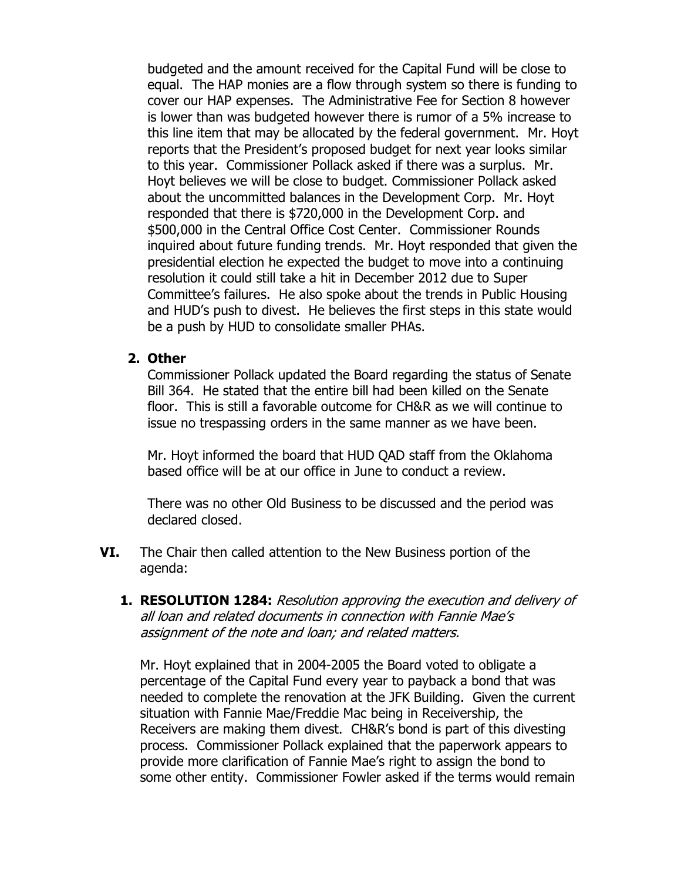budgeted and the amount received for the Capital Fund will be close to equal. The HAP monies are a flow through system so there is funding to cover our HAP expenses. The Administrative Fee for Section 8 however is lower than was budgeted however there is rumor of a 5% increase to this line item that may be allocated by the federal government. Mr. Hoyt reports that the President's proposed budget for next year looks similar to this year. Commissioner Pollack asked if there was a surplus. Mr. Hoyt believes we will be close to budget. Commissioner Pollack asked about the uncommitted balances in the Development Corp. Mr. Hoyt responded that there is $720,000 in the Development Corp. and $500,000 in the Central Office Cost Center. Commissioner Rounds inquired about future funding trends. Mr. Hoyt responded that given the presidential election he expected the budget to move into a continuing resolution it could still take a hit in December 2012 due to Super Committee's failures. He also spoke about the trends in Public Housing and HUD's push to divest. He believes the first steps in this state would be a push by HUD to consolidate smaller PHAs.

**2. Other**

Commissioner Pollack updated the Board regarding the status of Senate Bill 364. He stated that the entire bill had been killed on the Senate floor. This is still a favorable outcome for CH&R as we will continue to issue no trespassing orders in the same manner as we have been.

Mr. Hoyt informed the board that HUD QAD staff from the Oklahoma based office will be at our office in June to conduct a review.

There was no other Old Business to be discussed and the period was declared closed.

**VI.** The Chair then called attention to the New Business portion of the agenda:

**1. RESOLUTION 1284:** *Resolution approving the execution and delivery of all loan and related documents in connection with Fannie Mae's assignment of the note and loan; and related matters.*

Mr. Hoyt explained that in 2004-2005 the Board voted to obligate a percentage of the Capital Fund every year to payback a bond that was needed to complete the renovation at the JFK Building. Given the current situation with Fannie Mae/Freddie Mac being in Receivership, the Receivers are making them divest. CH&R's bond is part of this divesting process. Commissioner Pollack explained that the paperwork appears to provide more clarification of Fannie Mae's right to assign the bond to some other entity. Commissioner Fowler asked if the terms would remain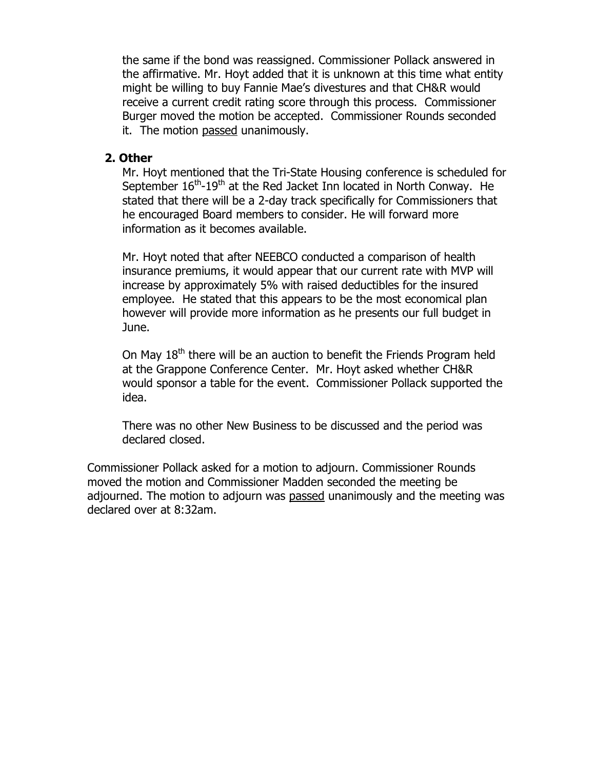the same if the bond was reassigned. Commissioner Pollack answered in the affirmative. Mr. Hoyt added that it is unknown at this time what entity might be willing to buy Fannie Mae's divestures and that CH&R would receive a current credit rating score through this process. Commissioner Burger moved the motion be accepted. Commissioner Rounds seconded it. The motion passed unanimously.

**2. Other**

Mr. Hoyt mentioned that the Tri-State Housing conference is scheduled for September 16th-19th at the Red Jacket Inn located in North Conway. He stated that there will be a 2-day track specifically for Commissioners that he encouraged Board members to consider. He will forward more information as it becomes available.

Mr. Hoyt noted that after NEEBCO conducted a comparison of health insurance premiums, it would appear that our current rate with MVP will increase by approximately 5% with raised deductibles for the insured employee. He stated that this appears to be the most economical plan however will provide more information as he presents our full budget in June.

On May 18th there will be an auction to benefit the Friends Program held at the Grappone Conference Center. Mr. Hoyt asked whether CH&R would sponsor a table for the event. Commissioner Pollack supported the idea.

There was no other New Business to be discussed and the period was declared closed.

Commissioner Pollack asked for a motion to adjourn. Commissioner Rounds moved the motion and Commissioner Madden seconded the meeting be adjourned. The motion to adjourn was passed unanimously and the meeting was declared over at 8:32am.